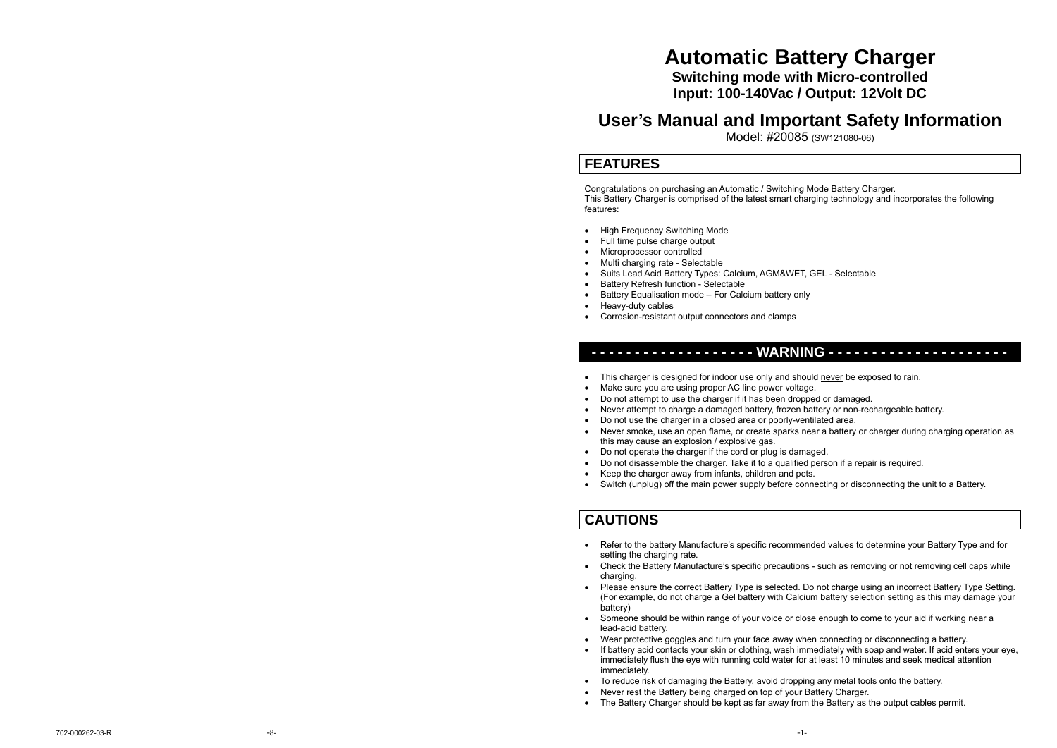# Automatic Battery Charger

**Switching mode with Micro-controlled**
**Input: 100-140Vac / Output: 12Volt DC**

# User's Manual and Important Safety Information

Model: #20085 (SW121080-06)

## FEATURES

Congratulations on purchasing an Automatic / Switching Mode Battery Charger.
This Battery Charger is comprised of the latest smart charging technology and incorporates the following features:

- High Frequency Switching Mode
- Full time pulse charge output
- Microprocessor controlled
- Multi charging rate - Selectable
- Suits Lead Acid Battery Types: Calcium, AGM&WET, GEL - Selectable
- Battery Refresh function - Selectable
- Battery Equalisation mode – For Calcium battery only
- Heavy-duty cables
- Corrosion-resistant output connectors and clamps

## - - - - - - - - - - - - - - - - - - WARNING - - - - - - - - - - - - - - - - - - - -

- This charger is designed for indoor use only and should never be exposed to rain.
- Make sure you are using proper AC line power voltage.
- Do not attempt to use the charger if it has been dropped or damaged.
- Never attempt to charge a damaged battery, frozen battery or non-rechargeable battery.
- Do not use the charger in a closed area or poorly-ventilated area.
- Never smoke, use an open flame, or create sparks near a battery or charger during charging operation as this may cause an explosion / explosive gas.
- Do not operate the charger if the cord or plug is damaged.
- Do not disassemble the charger. Take it to a qualified person if a repair is required.
- Keep the charger away from infants, children and pets.
- Switch (unplug) off the main power supply before connecting or disconnecting the unit to a Battery.

## CAUTIONS

- Refer to the battery Manufacture's specific recommended values to determine your Battery Type and for setting the charging rate.
- Check the Battery Manufacture's specific precautions - such as removing or not removing cell caps while charging.
- Please ensure the correct Battery Type is selected. Do not charge using an incorrect Battery Type Setting. (For example, do not charge a Gel battery with Calcium battery selection setting as this may damage your battery)
- Someone should be within range of your voice or close enough to come to your aid if working near a lead-acid battery.
- Wear protective goggles and turn your face away when connecting or disconnecting a battery.
- If battery acid contacts your skin or clothing, wash immediately with soap and water. If acid enters your eye, immediately flush the eye with running cold water for at least 10 minutes and seek medical attention immediately.
- To reduce risk of damaging the Battery, avoid dropping any metal tools onto the battery.
- Never rest the Battery being charged on top of your Battery Charger.
- The Battery Charger should be kept as far away from the Battery as the output cables permit.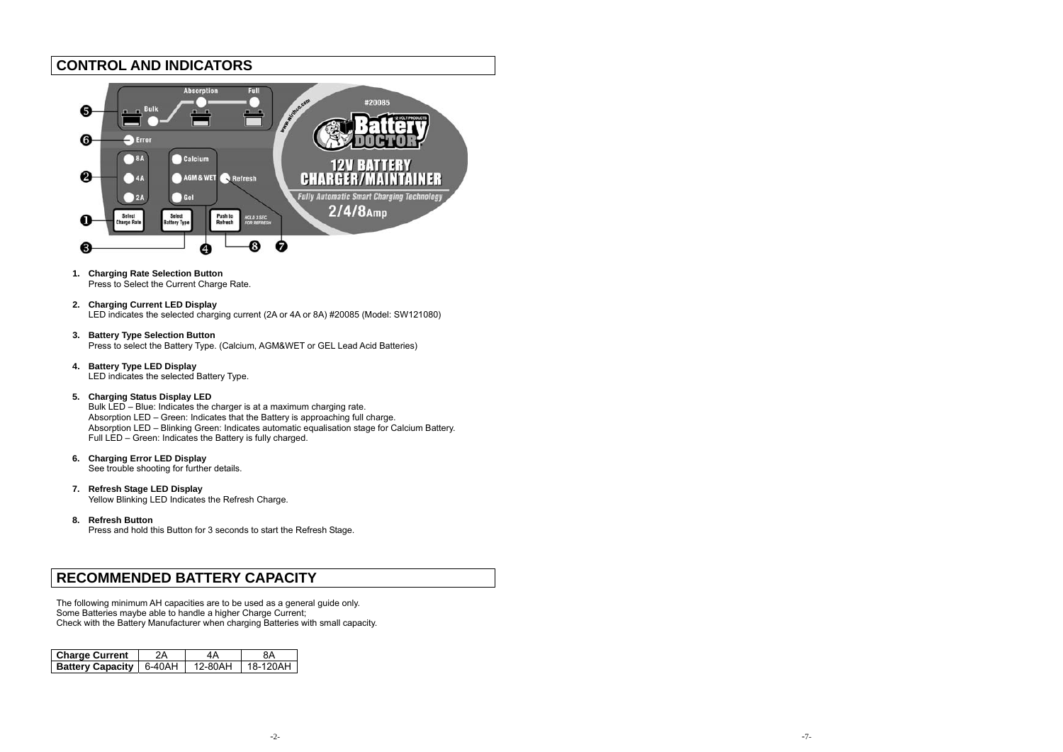## CONTROL AND INDICATORS

1. **Charging Rate Selection Button**
   Press to Select the Current Charge Rate.

2. **Charging Current LED Display**
   LED indicates the selected charging current (2A or 4A or 8A) #20085 (Model: SW121080)

3. **Battery Type Selection Button**
   Press to select the Battery Type. (Calcium, AGM&WET or GEL Lead Acid Batteries)

4. **Battery Type LED Display**
   LED indicates the selected Battery Type.

5. **Charging Status Display LED**
   Bulk LED – Blue: Indicates the charger is at a maximum charging rate.
   Absorption LED – Green: Indicates that the Battery is approaching full charge.
   Absorption LED – Blinking Green: Indicates automatic equalisation stage for Calcium Battery.
   Full LED – Green: Indicates the Battery is fully charged.

6. **Charging Error LED Display**
   See trouble shooting for further details.

7. **Refresh Stage LED Display**
   Yellow Blinking LED Indicates the Refresh Charge.

8. **Refresh Button**
   Press and hold this Button for 3 seconds to start the Refresh Stage.

## RECOMMENDED BATTERY CAPACITY

The following minimum AH capacities are to be used as a guide only.
Some Batteries maybe able to handle a higher Charge Current;
Check with the Battery Manufacturer when charging Batteries with small capacity.

| **Charge Current** | 2A | 4A | 8A |
|---|---|---|---|
| **Battery Capacity** | 6-40AH | 12-80AH | 18-120AH |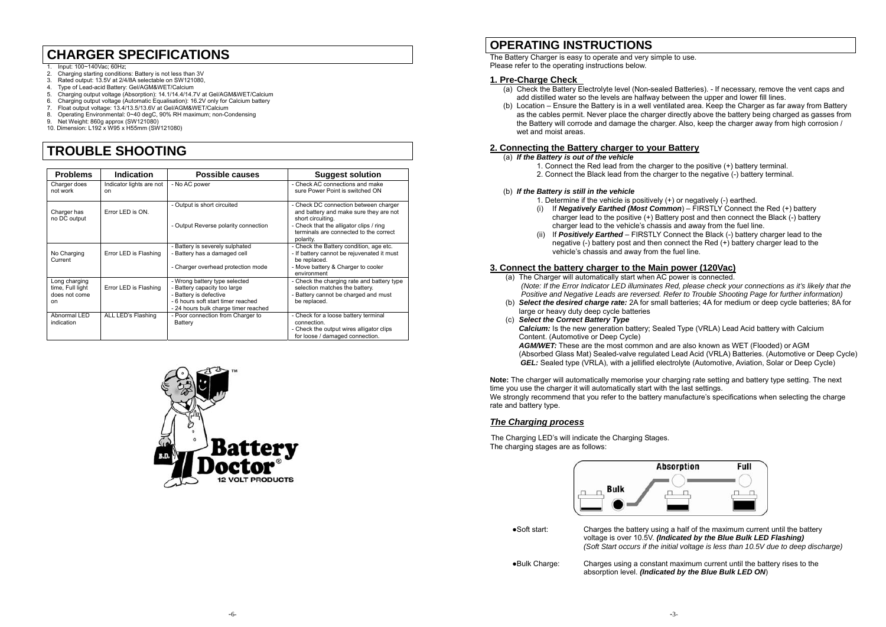# CHARGER SPECIFICATIONS

1. Input: 100~140Vac; 60Hz;
2. Charging starting conditions: Battery is not less than 3V
3. Rated output: 13.5V at 2/4/8A selectable on SW121080,
4. Type of Lead-acid Battery: Gel/AGM&WET/Calcium
5. Charging output voltage (Absorption): 14.1/14.4/14.7V at Gel/AGM&WET/Calcium
6. Charging output voltage (Automatic Equalisation): 16.2V only for Calcium battery
7. Float output voltage: 13.4/13.5/13.6V at Gel/AGM&WET/Calcium
8. Operating Environmental: 0~40 degC, 90% RH maximum; non-Condensing
9. Net Weight: 860g approx (SW121080)
10. Dimension: L192 x W95 x H55mm (SW121080)

# TROUBLE SHOOTING

| Problems | Indication | Possible causes | Suggest solution |
|---|---|---|---|
| Charger does not work | Indicator lights are not on | - No AC power | - Check AC connections and make sure Power Point is switched ON |
| Charger has no DC output | Error LED is ON. | - Output is short circuited<br>- Output Reverse polarity connection | - Check DC connection between charger and battery and make sure they are not short circuiting.<br>- Check that the alligator clips / ring terminals are connected to the correct polarity. |
| No Charging Current | Error LED is Flashing | - Battery is severely sulphated<br>- Battery has a damaged cell<br>- Charger overhead protection mode | - Check the Battery condition, age etc.<br>- If battery cannot be rejuvenated it must be replaced.<br>- Move battery & Charger to cooler environment |
| Long charging time, Full light does not come on | Error LED is Flashing | - Wrong battery type selected<br>- Battery capacity too large<br>- Battery is defective<br>- 6 hours soft start timer reached<br>- 24 hours bulk charge timer reached | - Check the charging rate and battery type selection matches the battery.<br>- Battery cannot be charged and must be replaced. |
| Abnormal LED indication | ALL LED's Flashing | - Poor connection from Charger to Battery | - Check for a loose battery terminal connection.<br>- Check the output wires alligator clips for loose / damaged connection. |

# OPERATING INSTRUCTIONS

The Battery Charger is easy to operate and very simple to use.
Please refer to the operating instructions below.

## 1. Pre-Charge Check

(a) Check the Battery Electrolyte level (Non-sealed Batteries). - If necessary, remove the vent caps and add distilled water so the levels are halfway between the upper and lower fill lines.

(b) Location – Ensure the Battery is in a well ventilated area. Keep the Charger as far away from Battery as the cables permit. Never place the charger directly above the battery being charged as gasses from the Battery will corrode and damage the charger. Also, keep the charger away from high corrosion / wet and moist areas.

## 2. Connecting the Battery charger to your Battery

(a) ***If the Battery is out of the vehicle***

1. Connect the Red lead from the charger to the positive (+) battery terminal.
2. Connect the Black lead from the charger to the negative (-) battery terminal.

(b) ***If the Battery is still in the vehicle***

1. Determine if the vehicle is positively (+) or negatively (-) earthed.

(i) If ***Negatively Earthed (Most Common***) – FIRSTLY Connect the Red (+) battery charger lead to the positive (+) Battery post and then connect the Black (-) battery charger lead to the vehicle's chassis and away from the fuel line.

(ii) If ***Positively Earthed*** – FIRSTLY Connect the Black (-) battery charger lead to the negative (-) battery post and then connect the Red (+) battery charger lead to the vehicle's chassis and away from the fuel line.

## 3. Connect the battery charger to the Main power (120Vac)

(a) The Charger will automatically start when AC power is connected.
*(Note: If the Error Indicator LED illuminates Red, please check your connections as it's likely that the Positive and Negative Leads are reversed. Refer to Trouble Shooting Page for further information)*

(b) ***Select the desired charge rate:*** 2A for small batteries; 4A for medium or deep cycle batteries; 8A for large or heavy duty deep cycle batteries

(c) ***Select the Correct Battery Type***
***Calcium:*** Is the new generation battery; Sealed Type (VRLA) Lead Acid battery with Calcium Content. (Automotive or Deep Cycle)
***AGM/WET:*** These are the most common and are also known as WET (Flooded) or AGM (Absorbed Glass Mat) Sealed-valve regulated Lead Acid (VRLA) Batteries. (Automotive or Deep Cycle)
***GEL:*** Sealed type (VRLA), with a jellified electrolyte (Automotive, Aviation, Solar or Deep Cycle)

**Note:** The charger will automatically memorise your charging rate setting and battery type setting. The next time you use the charger it will automatically start with the last settings.
We strongly recommend that you refer to the battery manufacture's specifications when selecting the charge rate and battery type.

## *The Charging process*

The Charging LED's will indicate the Charging Stages.
The charging stages are as follows:

Absorption Full Bulk

● Soft start: Charges the battery using a half of the maximum current until the battery voltage is over 10.5V. ***(Indicated by the Blue Bulk LED Flashing)***
*(Soft Start occurs if the initial voltage is less than 10.5V due to deep discharge)*

● Bulk Charge: Charges using a constant maximum current until the battery rises to the absorption level. ***(Indicated by the Blue Bulk LED ON***)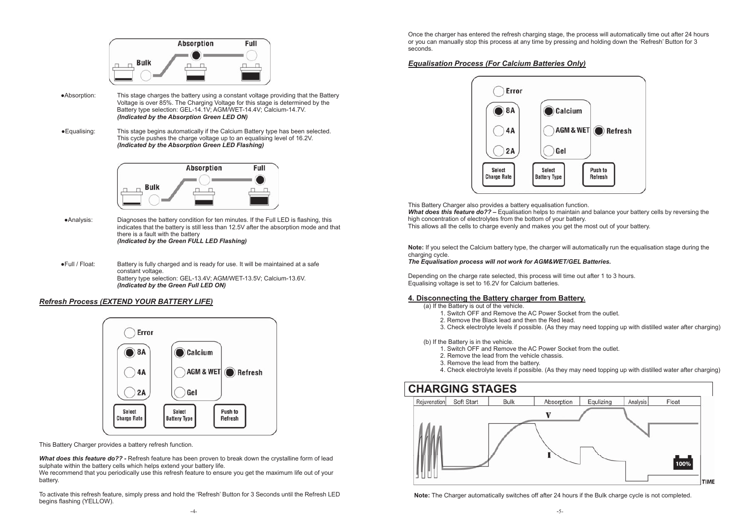Absorption
Full
Bulk

- ●Absorption: This stage charges the battery using a constant voltage providing that the Battery Voltage is over 85%. The Charging Voltage for this stage is determined by the Battery type selection: GEL-14.1V; AGM/WET-14.4V; Calcium-14.7V. ***(Indicated by the Absorption Green LED ON)***

- ●Equalising: This stage begins automatically if the Calcium Battery type has been selected. This cycle pushes the charge voltage up to an equalising level of 16.2V. ***(Indicated by the Absorption Green LED Flashing)***

Absorption
Full
Bulk

- ●Analysis: Diagnoses the battery condition for ten minutes. If the Full LED is flashing, this indicates that the battery is still less than 12.5V after the absorption mode and that there is a fault with the battery ***(Indicated by the Green FULL LED Flashing)***

- ●Full / Float: Battery is fully charged and is ready for use. It will be maintained at a safe constant voltage. Battery type selection: GEL-13.4V; AGM/WET-13.5V; Calcium-13.6V. ***(Indicated by the Green Full LED ON)***

## *Refresh Process (EXTEND YOUR BATTERY LIFE)*

Error
8A
4A
2A
Calcium
AGM & WET
Gel
Refresh
Select Charge Rate
Select Battery Type
Push to Refresh

This Battery Charger provides a battery refresh function.

***What does this feature do?? -*** Refresh feature has been proven to break down the crystalline form of lead sulphate within the battery cells which helps extend your battery life.
We recommend that you periodically use this refresh feature to ensure you get the maximum life out of your battery.

To activate this refresh feature, simply press and hold the 'Refresh' Button for 3 Seconds until the Refresh LED begins flashing (YELLOW).

Once the charger has entered the refresh charging stage, the process will automatically time out after 24 hours or you can manually stop this process at any time by pressing and holding down the 'Refresh' Button for 3 seconds.

## *Equalisation Process (For Calcium Batteries Only)*

Error
8A
4A
2A
Calcium
AGM & WET
Gel
Refresh
Select Charge Rate
Select Battery Type
Push to Refresh

This Battery Charger also provides a battery equalisation function.
***What does this feature do?? –*** Equalisation helps to maintain and balance your battery cells by reversing the high concentration of electrolytes from the bottom of your battery.
This allows all the cells to charge evenly and makes you get the most out of your battery.

**Note:** If you select the Calcium battery type, the charger will automatically run the equalisation stage during the charging cycle.
***The Equalisation process will not work for AGM&WET/GEL Batteries.***

Depending on the charge rate selected, this process will time out after 1 to 3 hours.
Equalising voltage is set to 16.2V for Calcium batteries.

## 4. Disconnecting the Battery charger from Battery.

(a) If the Battery is out of the vehicle.
1. Switch OFF and Remove the AC Power Socket from the outlet.
2. Remove the Black lead and then the Red lead.
3. Check electrolyte levels if possible. (As they may need topping up with distilled water after charging)

(b) If the Battery is in the vehicle.
1. Switch OFF and Remove the AC Power Socket from the outlet.
2. Remove the lead from the vehicle chassis.
3. Remove the lead from the battery.
4. Check electrolyte levels if possible. (As they may need topping up with distilled water after charging)

## CHARGING STAGES

Rejuvenation
Soft Start
Bulk
Absorption
Equlizing
Analysis
Float
V
I
100%
TIME

**Note:** The Charger automatically switches off after 24 hours if the Bulk charge cycle is not completed.